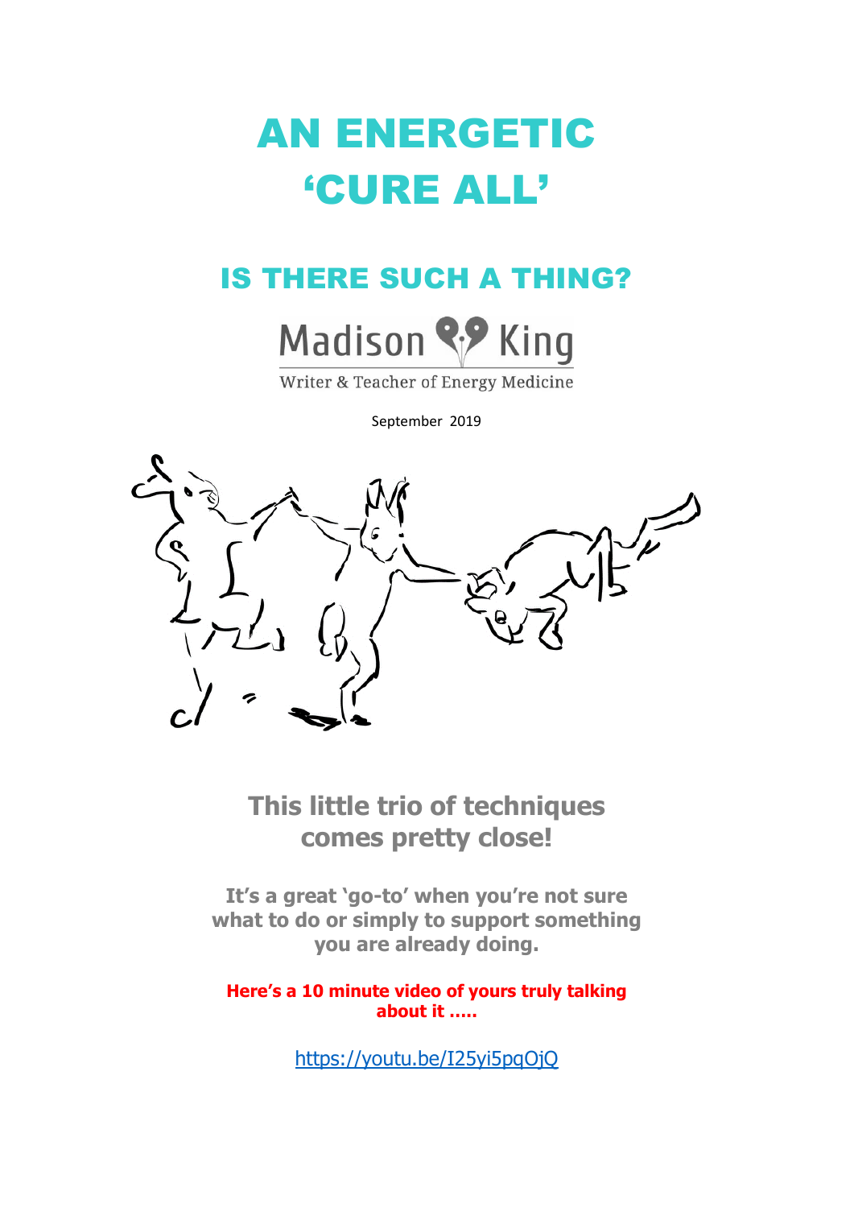# AN ENERGETIC 'CURE ALL'

## IS THERE SUCH A THING?

Madison King

Writer & Teacher of Energy Medicine

September 2019

**This little trio of techniques comes pretty close!**

**It's a great 'go-to' when you're not sure what to do or simply to support something you are already doing.**

**Here's a 10 minute video of yours truly talking about it .....**

https://youtu.be/I25yi5pqOjQ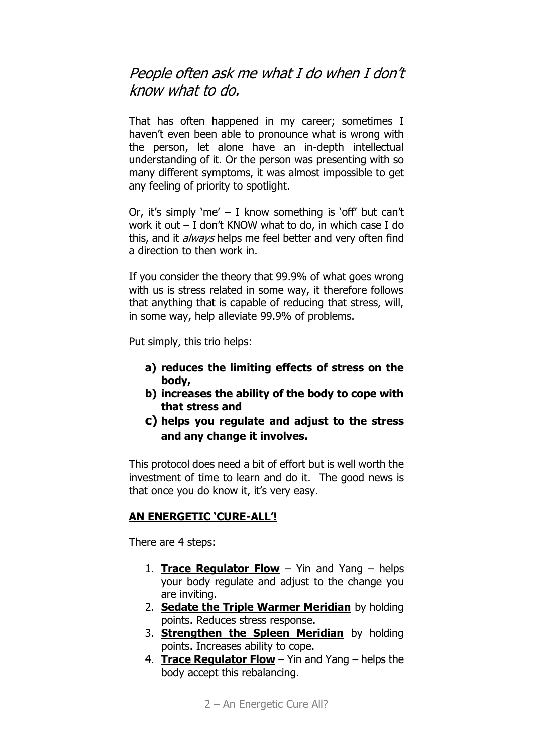## *People often ask me what I do when I don't know what to do.*

That has often happened in my career; sometimes I haven't even been able to pronounce what is wrong with the person, let alone have an in-depth intellectual understanding of it. Or the person was presenting with so many different symptoms, it was almost impossible to get any feeling of priority to spotlight.

Or, it's simply 'me' – I know something is 'off' but can't work it out – I don't KNOW what to do, in which case I do this, and it *always* helps me feel better and very often find a direction to then work in.

If you consider the theory that 99.9% of what goes wrong with us is stress related in some way, it therefore follows that anything that is capable of reducing that stress, will, in some way, help alleviate 99.9% of problems.

Put simply, this trio helps:

a) **reduces the limiting effects of stress on the body,**
b) **increases the ability of the body to cope with that stress and**
c) **helps you regulate and adjust to the stress and any change it involves.**

This protocol does need a bit of effort but is well worth the investment of time to learn and do it. The good news is that once you do know it, it's very easy.

**AN ENERGETIC 'CURE-ALL'!**

There are 4 steps:

1. **Trace Regulator Flow** – Yin and Yang – helps your body regulate and adjust to the change you are inviting.
2. **Sedate the Triple Warmer Meridian** by holding points. Reduces stress response.
3. **Strengthen the Spleen Meridian** by holding points. Increases ability to cope.
4. **Trace Regulator Flow** – Yin and Yang – helps the body accept this rebalancing.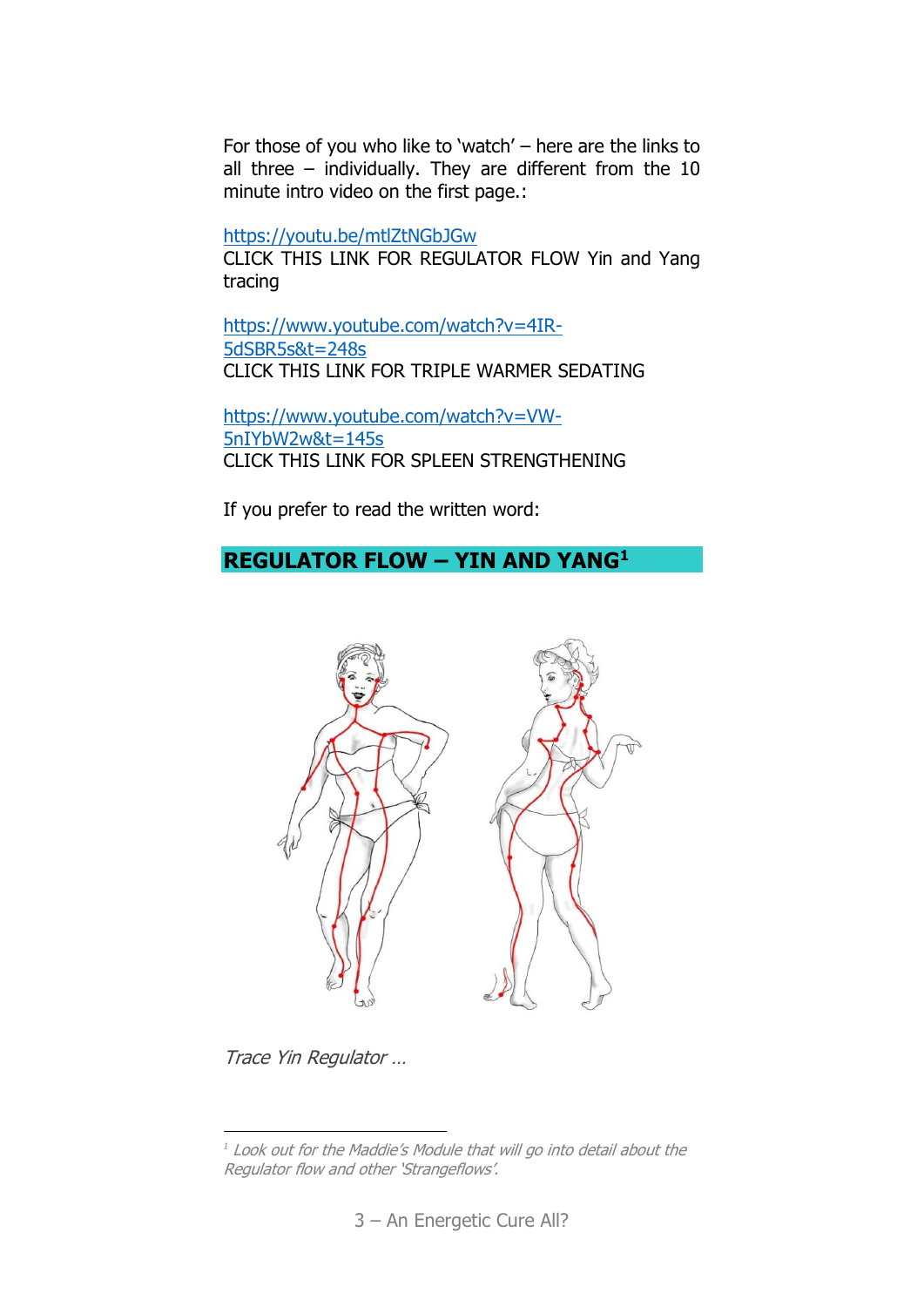For those of you who like to 'watch' – here are the links to all three – individually. They are different from the 10 minute intro video on the first page.:

https://youtu.be/mtlZtNGbJGw
CLICK THIS LINK FOR REGULATOR FLOW Yin and Yang tracing

https://www.youtube.com/watch?v=4IR-5dSBR5s&t=248s
CLICK THIS LINK FOR TRIPLE WARMER SEDATING

https://www.youtube.com/watch?v=VW-5nIYbW2w&t=145s
CLICK THIS LINK FOR SPLEEN STRENGTHENING

If you prefer to read the written word:

## REGULATOR FLOW – YIN AND YANG[1]

*Trace Yin Regulator …*

[1] *Look out for the Maddie's Module that will go into detail about the Regulator flow and other 'Strangeflows'.*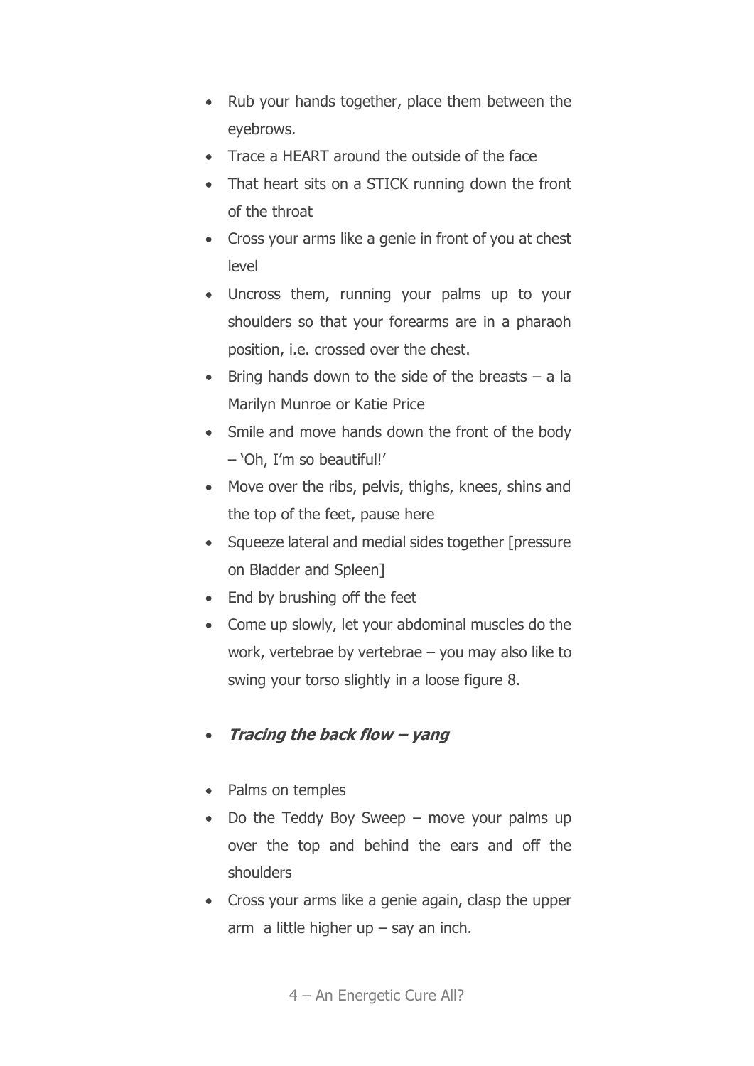- Rub your hands together, place them between the eyebrows.
- Trace a HEART around the outside of the face
- That heart sits on a STICK running down the front of the throat
- Cross your arms like a genie in front of you at chest level
- Uncross them, running your palms up to your shoulders so that your forearms are in a pharaoh position, i.e. crossed over the chest.
- Bring hands down to the side of the breasts – a la Marilyn Munroe or Katie Price
- Smile and move hands down the front of the body – 'Oh, I'm so beautiful!'
- Move over the ribs, pelvis, thighs, knees, shins and the top of the feet, pause here
- Squeeze lateral and medial sides together [pressure on Bladder and Spleen]
- End by brushing off the feet
- Come up slowly, let your abdominal muscles do the work, vertebrae by vertebrae – you may also like to swing your torso slightly in a loose figure 8.

- ***Tracing the back flow – yang***

- Palms on temples
- Do the Teddy Boy Sweep – move your palms up over the top and behind the ears and off the shoulders
- Cross your arms like a genie again, clasp the upper arm a little higher up – say an inch.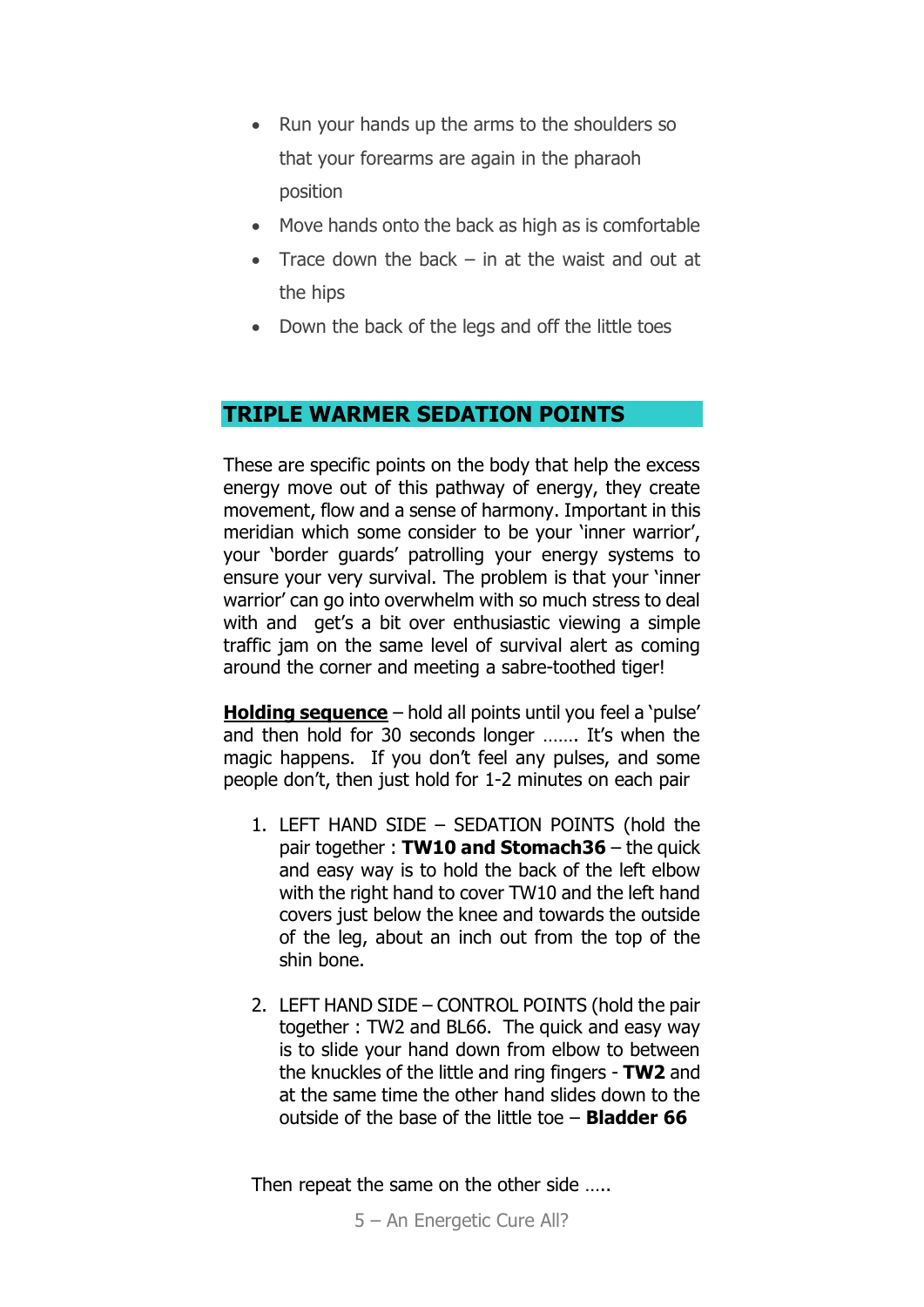- Run your hands up the arms to the shoulders so that your forearms are again in the pharaoh position
- Move hands onto the back as high as is comfortable
- Trace down the back – in at the waist and out at the hips
- Down the back of the legs and off the little toes

## TRIPLE WARMER SEDATION POINTS

These are specific points on the body that help the excess energy move out of this pathway of energy, they create movement, flow and a sense of harmony. Important in this meridian which some consider to be your 'inner warrior', your 'border guards' patrolling your energy systems to ensure your very survival. The problem is that your 'inner warrior' can go into overwhelm with so much stress to deal with and get's a bit over enthusiastic viewing a simple traffic jam on the same level of survival alert as coming around the corner and meeting a sabre-toothed tiger!

**Holding sequence** – hold all points until you feel a 'pulse' and then hold for 30 seconds longer ……. It's when the magic happens. If you don't feel any pulses, and some people don't, then just hold for 1-2 minutes on each pair

1. LEFT HAND SIDE – SEDATION POINTS (hold the pair together : **TW10 and Stomach36** – the quick and easy way is to hold the back of the left elbow with the right hand to cover TW10 and the left hand covers just below the knee and towards the outside of the leg, about an inch out from the top of the shin bone.

2. LEFT HAND SIDE – CONTROL POINTS (hold the pair together : TW2 and BL66. The quick and easy way is to slide your hand down from elbow to between the knuckles of the little and ring fingers - **TW2** and at the same time the other hand slides down to the outside of the base of the little toe – **Bladder 66**

Then repeat the same on the other side …..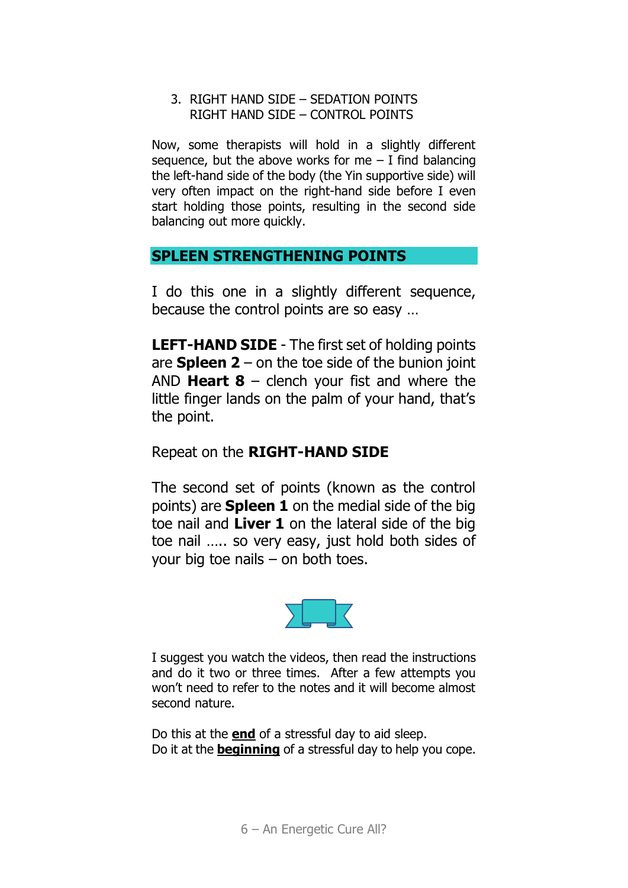3. RIGHT HAND SIDE – SEDATION POINTS
   RIGHT HAND SIDE – CONTROL POINTS

Now, some therapists will hold in a slightly different sequence, but the above works for me – I find balancing the left-hand side of the body (the Yin supportive side) will very often impact on the right-hand side before I even start holding those points, resulting in the second side balancing out more quickly.

## SPLEEN STRENGTHENING POINTS

I do this one in a slightly different sequence, because the control points are so easy …

**LEFT-HAND SIDE** - The first set of holding points are **Spleen 2** – on the toe side of the bunion joint AND **Heart 8** – clench your fist and where the little finger lands on the palm of your hand, that's the point.

Repeat on the **RIGHT-HAND SIDE**

The second set of points (known as the control points) are **Spleen 1** on the medial side of the big toe nail and **Liver 1** on the lateral side of the big toe nail ….. so very easy, just hold both sides of your big toe nails – on both toes.

I suggest you watch the videos, then read the instructions and do it two or three times. After a few attempts you won't need to refer to the notes and it will become almost second nature.

Do this at the **end** of a stressful day to aid sleep.
Do it at the **beginning** of a stressful day to help you cope.